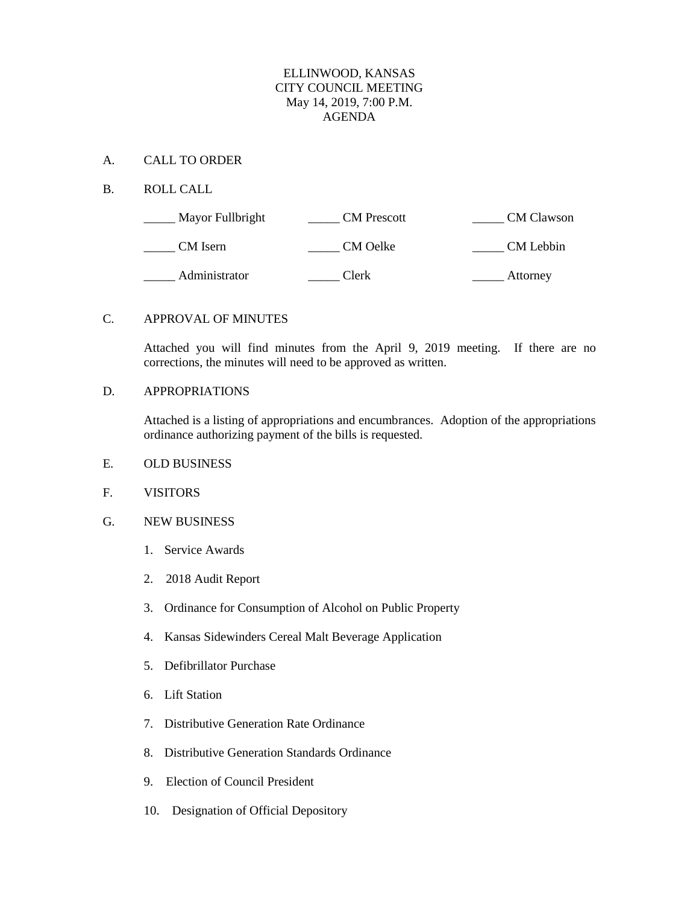# ELLINWOOD, KANSAS
## CITY COUNCIL MEETING
### May 14, 2019, 7:00 P.M.
### AGENDA

A. CALL TO ORDER

B. ROLL CALL

| | | |
|---|---|---|
| _____ Mayor Fullbright | _____ CM Prescott | _____ CM Clawson |
| _____ CM Isern | _____ CM Oelke | _____ CM Lebbin |
| _____ Administrator | _____ Clerk | _____ Attorney |

C. APPROVAL OF MINUTES

Attached you will find minutes from the April 9, 2019 meeting. If there are no corrections, the minutes will need to be approved as written.

D. APPROPRIATIONS

Attached is a listing of appropriations and encumbrances. Adoption of the appropriations ordinance authorizing payment of the bills is requested.

E. OLD BUSINESS

F. VISITORS

G. NEW BUSINESS

1. Service Awards
2. 2018 Audit Report
3. Ordinance for Consumption of Alcohol on Public Property
4. Kansas Sidewinders Cereal Malt Beverage Application
5. Defibrillator Purchase
6. Lift Station
7. Distributive Generation Rate Ordinance
8. Distributive Generation Standards Ordinance
9. Election of Council President
10. Designation of Official Depository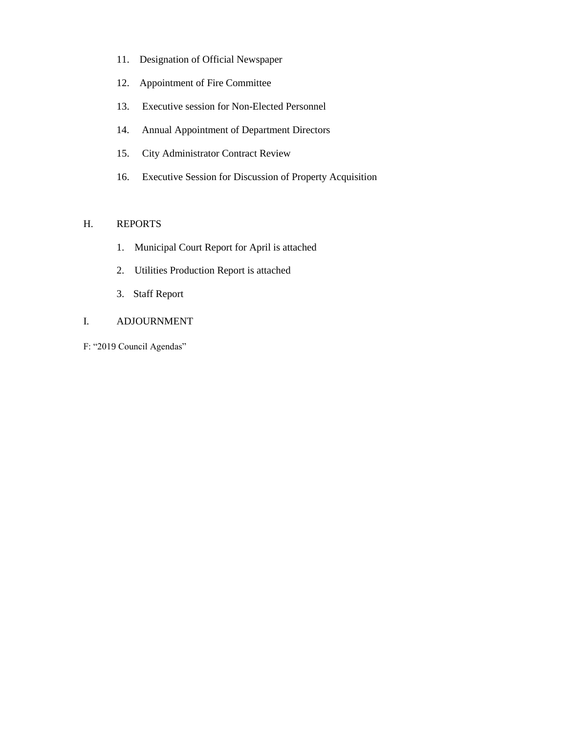11. Designation of Official Newspaper
12. Appointment of Fire Committee
13. Executive session for Non-Elected Personnel
14. Annual Appointment of Department Directors
15. City Administrator Contract Review
16. Executive Session for Discussion of Property Acquisition

## H. REPORTS

1. Municipal Court Report for April is attached
2. Utilities Production Report is attached
3. Staff Report

## I. ADJOURNMENT

F: "2019 Council Agendas"